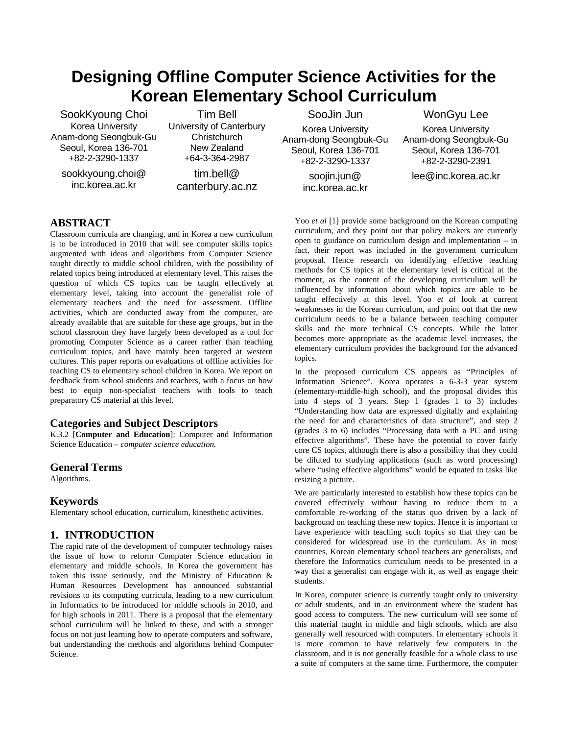# Designing Offline Computer Science Activities for the Korean Elementary School Curriculum

SookKyoung Choi
Korea University
Anam-dong Seongbuk-Gu
Seoul, Korea 136-701
+82-2-3290-1337
sookkyoung.choi@inc.korea.ac.kr

Tim Bell
University of Canterbury
Christchurch
New Zealand
+64-3-364-2987
tim.bell@canterbury.ac.nz

SooJin Jun
Korea University
Anam-dong Seongbuk-Gu
Seoul, Korea 136-701
+82-2-3290-1337
soojin.jun@inc.korea.ac.kr

WonGyu Lee
Korea University
Anam-dong Seongbuk-Gu
Seoul, Korea 136-701
+82-2-3290-2391
lee@inc.korea.ac.kr

## ABSTRACT

Classroom curricula are changing, and in Korea a new curriculum is to be introduced in 2010 that will see computer skills topics augmented with ideas and algorithms from Computer Science taught directly to middle school children, with the possibility of related topics being introduced at elementary level. This raises the question of which CS topics can be taught effectively at elementary level, taking into account the generalist role of elementary teachers and the need for assessment. Offline activities, which are conducted away from the computer, are already available that are suitable for these age groups, but in the school classroom they have largely been developed as a tool for promoting Computer Science as a career rather than teaching curriculum topics, and have mainly been targeted at western cultures. This paper reports on evaluations of offline activities for teaching CS to elementary school children in Korea. We report on feedback from school students and teachers, with a focus on how best to equip non-specialist teachers with tools to teach preparatory CS material at this level.

### Categories and Subject Descriptors

K.3.2 [**Computer and Education**]: Computer and Information Science Education – *computer science education.*

### General Terms

Algorithms.

### Keywords

Elementary school education, curriculum, kinesthetic activities.

## 1. INTRODUCTION

The rapid rate of the development of computer technology raises the issue of how to reform Computer Science education in elementary and middle schools. In Korea the government has taken this issue seriously, and the Ministry of Education & Human Resources Development has announced substantial revisions to its computing curricula, leading to a new curriculum in Informatics to be introduced for middle schools in 2010, and for high schools in 2011. There is a proposal that the elementary school curriculum will be linked to these, and with a stronger focus on not just learning how to operate computers and software, but understanding the methods and algorithms behind Computer Science.

Yoo *et al* [1] provide some background on the Korean computing curriculum, and they point out that policy makers are currently open to guidance on curriculum design and implementation – in fact, their report was included in the government curriculum proposal. Hence research on identifying effective teaching methods for CS topics at the elementary level is critical at the moment, as the content of the developing curriculum will be influenced by information about which topics are able to be taught effectively at this level. Yoo *et al* look at current weaknesses in the Korean curriculum, and point out that the new curriculum needs to be a balance between teaching computer skills and the more technical CS concepts. While the latter becomes more appropriate as the academic level increases, the elementary curriculum provides the background for the advanced topics.

In the proposed curriculum CS appears as "Principles of Information Science". Korea operates a 6-3-3 year system (elementary-middle-high school), and the proposal divides this into 4 steps of 3 years. Step 1 (grades 1 to 3) includes "Understanding how data are expressed digitally and explaining the need for and characteristics of data structure", and step 2 (grades 3 to 6) includes "Processing data with a PC and using effective algorithms". These have the potential to cover fairly core CS topics, although there is also a possibility that they could be diluted to studying applications (such as word processing) where "using effective algorithms" would be equated to tasks like resizing a picture.

We are particularly interested to establish how these topics can be covered effectively without having to reduce them to a comfortable re-working of the status quo driven by a lack of background on teaching these new topics. Hence it is important to have experience with teaching such topics so that they can be considered for widespread use in the curriculum. As in most countries, Korean elementary school teachers are generalists, and therefore the Informatics curriculum needs to be presented in a way that a generalist can engage with it, as well as engage their students.

In Korea, computer science is currently taught only to university or adult students, and in an environment where the student has good access to computers. The new curriculum will see some of this material taught in middle and high schools, which are also generally well resourced with computers. In elementary schools it is more common to have relatively few computers in the classroom, and it is not generally feasible for a whole class to use a suite of computers at the same time. Furthermore, the computer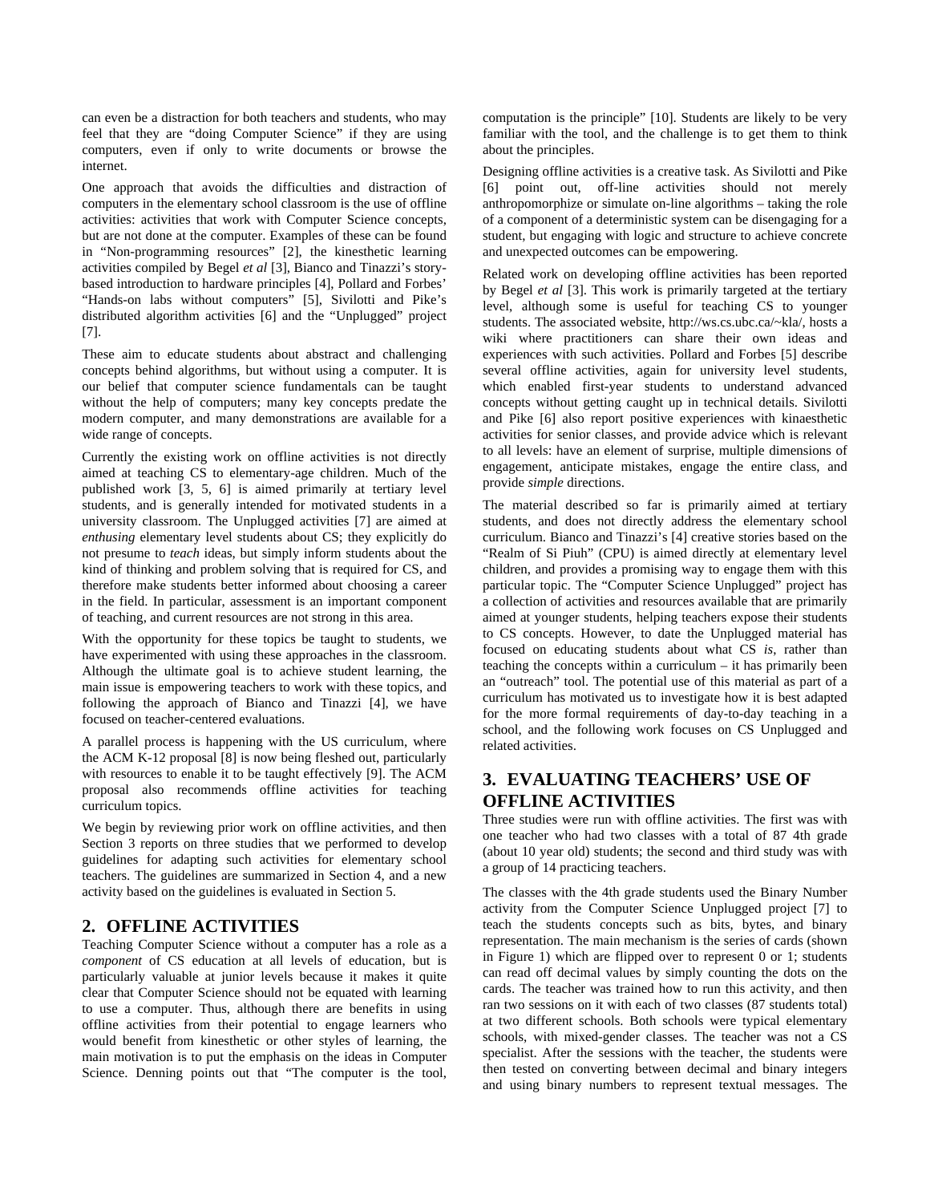can even be a distraction for both teachers and students, who may feel that they are "doing Computer Science" if they are using computers, even if only to write documents or browse the internet.

One approach that avoids the difficulties and distraction of computers in the elementary school classroom is the use of offline activities: activities that work with Computer Science concepts, but are not done at the computer. Examples of these can be found in "Non-programming resources" [2], the kinesthetic learning activities compiled by Begel *et al* [3], Bianco and Tinazzi's story-based introduction to hardware principles [4], Pollard and Forbes' "Hands-on labs without computers" [5], Sivilotti and Pike's distributed algorithm activities [6] and the "Unplugged" project [7].

These aim to educate students about abstract and challenging concepts behind algorithms, but without using a computer. It is our belief that computer science fundamentals can be taught without the help of computers; many key concepts predate the modern computer, and many demonstrations are available for a wide range of concepts.

Currently the existing work on offline activities is not directly aimed at teaching CS to elementary-age children. Much of the published work [3, 5, 6] is aimed primarily at tertiary level students, and is generally intended for motivated students in a university classroom. The Unplugged activities [7] are aimed at *enthusing* elementary level students about CS; they explicitly do not presume to *teach* ideas, but simply inform students about the kind of thinking and problem solving that is required for CS, and therefore make students better informed about choosing a career in the field. In particular, assessment is an important component of teaching, and current resources are not strong in this area.

With the opportunity for these topics be taught to students, we have experimented with using these approaches in the classroom. Although the ultimate goal is to achieve student learning, the main issue is empowering teachers to work with these topics, and following the approach of Bianco and Tinazzi [4], we have focused on teacher-centered evaluations.

A parallel process is happening with the US curriculum, where the ACM K-12 proposal [8] is now being fleshed out, particularly with resources to enable it to be taught effectively [9]. The ACM proposal also recommends offline activities for teaching curriculum topics.

We begin by reviewing prior work on offline activities, and then Section 3 reports on three studies that we performed to develop guidelines for adapting such activities for elementary school teachers. The guidelines are summarized in Section 4, and a new activity based on the guidelines is evaluated in Section 5.

## 2. OFFLINE ACTIVITIES

Teaching Computer Science without a computer has a role as a *component* of CS education at all levels of education, but is particularly valuable at junior levels because it makes it quite clear that Computer Science should not be equated with learning to use a computer. Thus, although there are benefits in using offline activities from their potential to engage learners who would benefit from kinesthetic or other styles of learning, the main motivation is to put the emphasis on the ideas in Computer Science. Denning points out that "The computer is the tool, computation is the principle" [10]. Students are likely to be very familiar with the tool, and the challenge is to get them to think about the principles.

Designing offline activities is a creative task. As Sivilotti and Pike [6] point out, off-line activities should not merely anthropomorphize or simulate on-line algorithms – taking the role of a component of a deterministic system can be disengaging for a student, but engaging with logic and structure to achieve concrete and unexpected outcomes can be empowering.

Related work on developing offline activities has been reported by Begel *et al* [3]. This work is primarily targeted at the tertiary level, although some is useful for teaching CS to younger students. The associated website, http://ws.cs.ubc.ca/~kla/, hosts a wiki where practitioners can share their own ideas and experiences with such activities. Pollard and Forbes [5] describe several offline activities, again for university level students, which enabled first-year students to understand advanced concepts without getting caught up in technical details. Sivilotti and Pike [6] also report positive experiences with kinaesthetic activities for senior classes, and provide advice which is relevant to all levels: have an element of surprise, multiple dimensions of engagement, anticipate mistakes, engage the entire class, and provide *simple* directions.

The material described so far is primarily aimed at tertiary students, and does not directly address the elementary school curriculum. Bianco and Tinazzi's [4] creative stories based on the "Realm of Si Piuh" (CPU) is aimed directly at elementary level children, and provides a promising way to engage them with this particular topic. The "Computer Science Unplugged" project has a collection of activities and resources available that are primarily aimed at younger students, helping teachers expose their students to CS concepts. However, to date the Unplugged material has focused on educating students about what CS *is*, rather than teaching the concepts within a curriculum – it has primarily been an "outreach" tool. The potential use of this material as part of a curriculum has motivated us to investigate how it is best adapted for the more formal requirements of day-to-day teaching in a school, and the following work focuses on CS Unplugged and related activities.

## 3. EVALUATING TEACHERS' USE OF OFFLINE ACTIVITIES

Three studies were run with offline activities. The first was with one teacher who had two classes with a total of 87 4th grade (about 10 year old) students; the second and third study was with a group of 14 practicing teachers.

The classes with the 4th grade students used the Binary Number activity from the Computer Science Unplugged project [7] to teach the students concepts such as bits, bytes, and binary representation. The main mechanism is the series of cards (shown in Figure 1) which are flipped over to represent 0 or 1; students can read off decimal values by simply counting the dots on the cards. The teacher was trained how to run this activity, and then ran two sessions on it with each of two classes (87 students total) at two different schools. Both schools were typical elementary schools, with mixed-gender classes. The teacher was not a CS specialist. After the sessions with the teacher, the students were then tested on converting between decimal and binary integers and using binary numbers to represent textual messages. The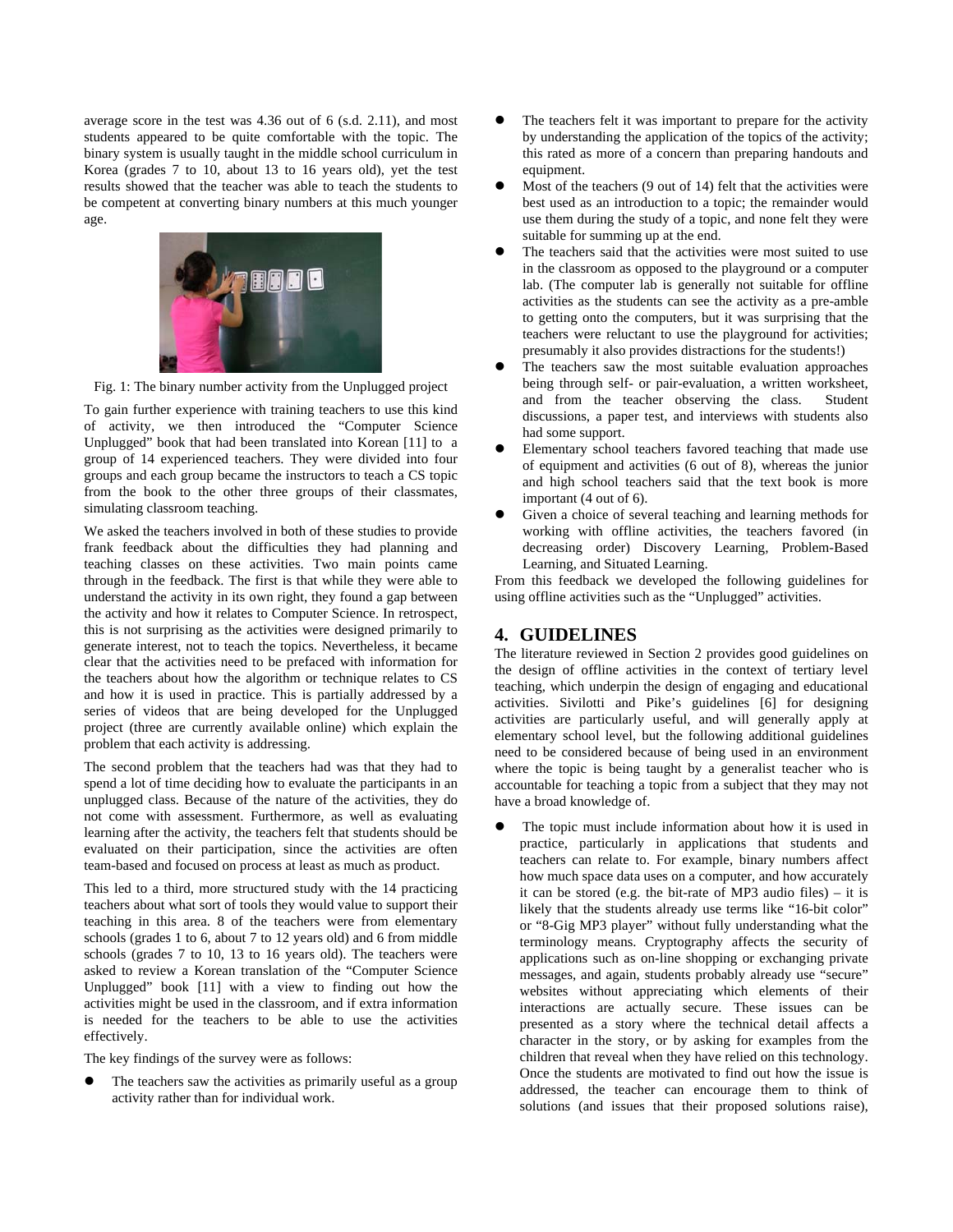average score in the test was 4.36 out of 6 (s.d. 2.11), and most students appeared to be quite comfortable with the topic. The binary system is usually taught in the middle school curriculum in Korea (grades 7 to 10, about 13 to 16 years old), yet the test results showed that the teacher was able to teach the students to be competent at converting binary numbers at this much younger age.

Fig. 1: The binary number activity from the Unplugged project

To gain further experience with training teachers to use this kind of activity, we then introduced the "Computer Science Unplugged" book that had been translated into Korean [11] to a group of 14 experienced teachers. They were divided into four groups and each group became the instructors to teach a CS topic from the book to the other three groups of their classmates, simulating classroom teaching.

We asked the teachers involved in both of these studies to provide frank feedback about the difficulties they had planning and teaching classes on these activities. Two main points came through in the feedback. The first is that while they were able to understand the activity in its own right, they found a gap between the activity and how it relates to Computer Science. In retrospect, this is not surprising as the activities were designed primarily to generate interest, not to teach the topics. Nevertheless, it became clear that the activities need to be prefaced with information for the teachers about how the algorithm or technique relates to CS and how it is used in practice. This is partially addressed by a series of videos that are being developed for the Unplugged project (three are currently available online) which explain the problem that each activity is addressing.

The second problem that the teachers had was that they had to spend a lot of time deciding how to evaluate the participants in an unplugged class. Because of the nature of the activities, they do not come with assessment. Furthermore, as well as evaluating learning after the activity, the teachers felt that students should be evaluated on their participation, since the activities are often team-based and focused on process at least as much as product.

This led to a third, more structured study with the 14 practicing teachers about what sort of tools they would value to support their teaching in this area. 8 of the teachers were from elementary schools (grades 1 to 6, about 7 to 12 years old) and 6 from middle schools (grades 7 to 10, 13 to 16 years old). The teachers were asked to review a Korean translation of the "Computer Science Unplugged" book [11] with a view to finding out how the activities might be used in the classroom, and if extra information is needed for the teachers to be able to use the activities effectively.

The key findings of the survey were as follows:

- The teachers saw the activities as primarily useful as a group activity rather than for individual work.
- The teachers felt it was important to prepare for the activity by understanding the application of the topics of the activity; this rated as more of a concern than preparing handouts and equipment.
- Most of the teachers (9 out of 14) felt that the activities were best used as an introduction to a topic; the remainder would use them during the study of a topic, and none felt they were suitable for summing up at the end.
- The teachers said that the activities were most suited to use in the classroom as opposed to the playground or a computer lab. (The computer lab is generally not suitable for offline activities as the students can see the activity as a pre-amble to getting onto the computers, but it was surprising that the teachers were reluctant to use the playground for activities; presumably it also provides distractions for the students!)
- The teachers saw the most suitable evaluation approaches being through self- or pair-evaluation, a written worksheet, and from the teacher observing the class. Student discussions, a paper test, and interviews with students also had some support.
- Elementary school teachers favored teaching that made use of equipment and activities (6 out of 8), whereas the junior and high school teachers said that the text book is more important (4 out of 6).
- Given a choice of several teaching and learning methods for working with offline activities, the teachers favored (in decreasing order) Discovery Learning, Problem-Based Learning, and Situated Learning.

From this feedback we developed the following guidelines for using offline activities such as the "Unplugged" activities.

## 4. GUIDELINES

The literature reviewed in Section 2 provides good guidelines on the design of offline activities in the context of tertiary level teaching, which underpin the design of engaging and educational activities. Sivilotti and Pike's guidelines [6] for designing activities are particularly useful, and will generally apply at elementary school level, but the following additional guidelines need to be considered because of being used in an environment where the topic is being taught by a generalist teacher who is accountable for teaching a topic from a subject that they may not have a broad knowledge of.

- The topic must include information about how it is used in practice, particularly in applications that students and teachers can relate to. For example, binary numbers affect how much space data uses on a computer, and how accurately it can be stored (e.g. the bit-rate of MP3 audio files) – it is likely that the students already use terms like "16-bit color" or "8-Gig MP3 player" without fully understanding what the terminology means. Cryptography affects the security of applications such as on-line shopping or exchanging private messages, and again, students probably already use "secure" websites without appreciating which elements of their interactions are actually secure. These issues can be presented as a story where the technical detail affects a character in the story, or by asking for examples from the children that reveal when they have relied on this technology. Once the students are motivated to find out how the issue is addressed, the teacher can encourage them to think of solutions (and issues that their proposed solutions raise),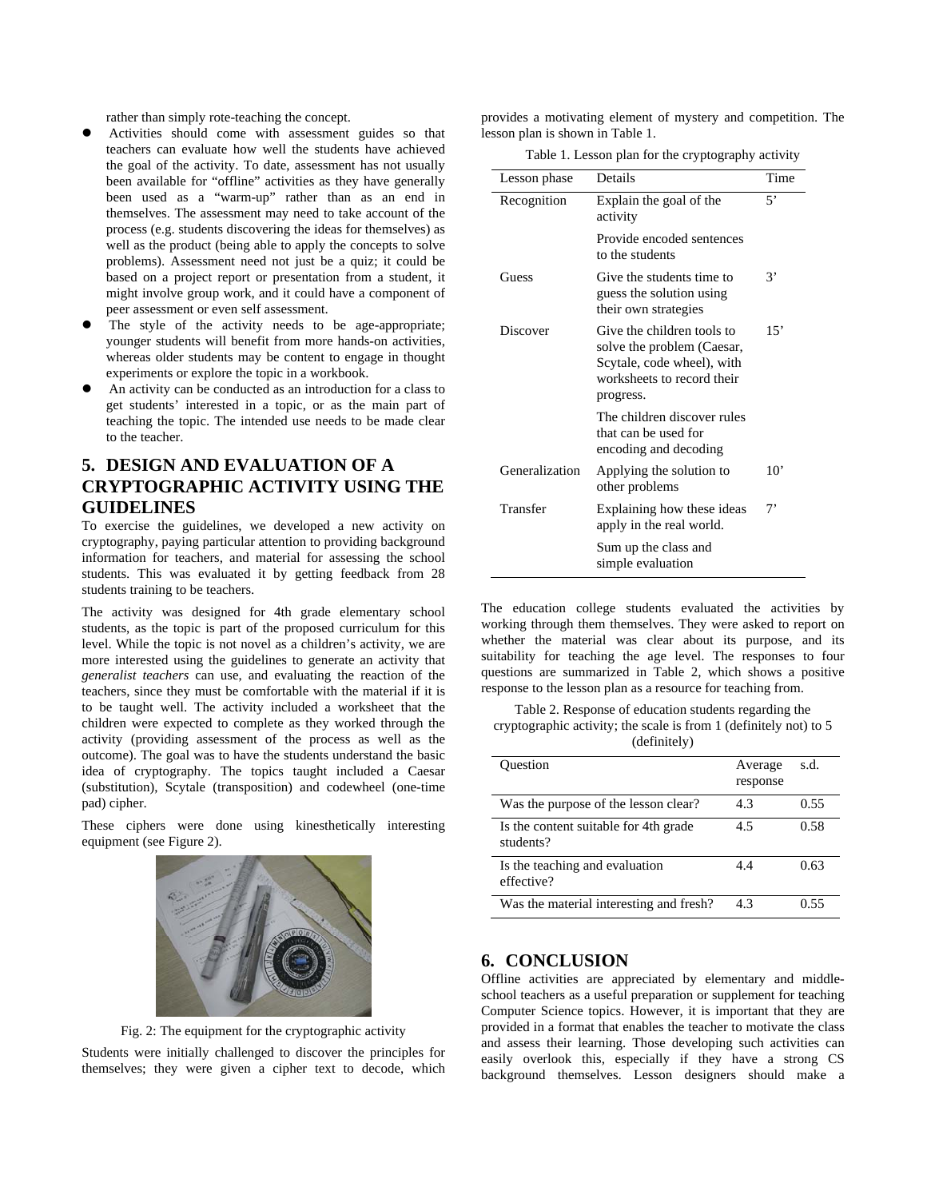rather than simply rote-teaching the concept.

- Activities should come with assessment guides so that teachers can evaluate how well the students have achieved the goal of the activity. To date, assessment has not usually been available for "offline" activities as they have generally been used as a "warm-up" rather than as an end in themselves. The assessment may need to take account of the process (e.g. students discovering the ideas for themselves) as well as the product (being able to apply the concepts to solve problems). Assessment need not just be a quiz; it could be based on a project report or presentation from a student, it might involve group work, and it could have a component of peer assessment or even self assessment.
- The style of the activity needs to be age-appropriate; younger students will benefit from more hands-on activities, whereas older students may be content to engage in thought experiments or explore the topic in a workbook.
- An activity can be conducted as an introduction for a class to get students' interested in a topic, or as the main part of teaching the topic. The intended use needs to be made clear to the teacher.

## 5. DESIGN AND EVALUATION OF A CRYPTOGRAPHIC ACTIVITY USING THE GUIDELINES

To exercise the guidelines, we developed a new activity on cryptography, paying particular attention to providing background information for teachers, and material for assessing the school students. This was evaluated it by getting feedback from 28 students training to be teachers.

The activity was designed for 4th grade elementary school students, as the topic is part of the proposed curriculum for this level. While the topic is not novel as a children's activity, we are more interested using the guidelines to generate an activity that *generalist teachers* can use, and evaluating the reaction of the teachers, since they must be comfortable with the material if it is to be taught well. The activity included a worksheet that the children were expected to complete as they worked through the activity (providing assessment of the process as well as the outcome). The goal was to have the students understand the basic idea of cryptography. The topics taught included a Caesar (substitution), Scytale (transposition) and codewheel (one-time pad) cipher.

These ciphers were done using kinesthetically interesting equipment (see Figure 2).

Fig. 2: The equipment for the cryptographic activity

Students were initially challenged to discover the principles for themselves; they were given a cipher text to decode, which provides a motivating element of mystery and competition. The lesson plan is shown in Table 1.

Table 1. Lesson plan for the cryptography activity

| Lesson phase | Details | Time |
|---|---|---|
| Recognition | Explain the goal of the activity | 5' |
| | Provide encoded sentences to the students | |
| Guess | Give the students time to guess the solution using their own strategies | 3' |
| Discover | Give the children tools to solve the problem (Caesar, Scytale, code wheel), with worksheets to record their progress. | 15' |
| | The children discover rules that can be used for encoding and decoding | |
| Generalization | Applying the solution to other problems | 10' |
| Transfer | Explaining how these ideas apply in the real world. | 7' |
| | Sum up the class and simple evaluation | |

The education college students evaluated the activities by working through them themselves. They were asked to report on whether the material was clear about its purpose, and its suitability for teaching the age level. The responses to four questions are summarized in Table 2, which shows a positive response to the lesson plan as a resource for teaching from.

Table 2. Response of education students regarding the cryptographic activity; the scale is from 1 (definitely not) to 5 (definitely)

| Question | Average response | s.d. |
|---|---|---|
| Was the purpose of the lesson clear? | 4.3 | 0.55 |
| Is the content suitable for 4th grade students? | 4.5 | 0.58 |
| Is the teaching and evaluation effective? | 4.4 | 0.63 |
| Was the material interesting and fresh? | 4.3 | 0.55 |

## 6. CONCLUSION

Offline activities are appreciated by elementary and middle-school teachers as a useful preparation or supplement for teaching Computer Science topics. However, it is important that they are provided in a format that enables the teacher to motivate the class and assess their learning. Those developing such activities can easily overlook this, especially if they have a strong CS background themselves. Lesson designers should make a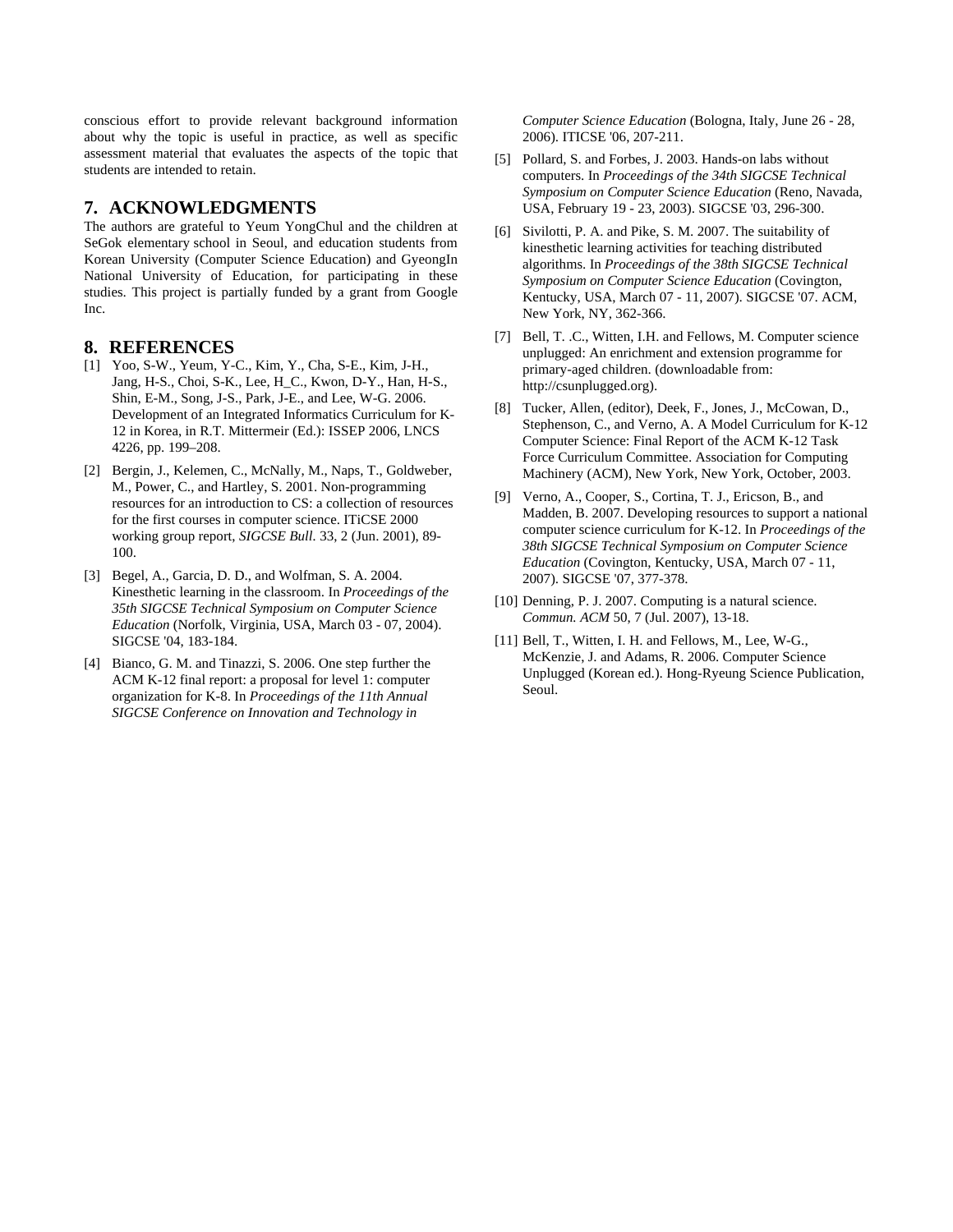conscious effort to provide relevant background information about why the topic is useful in practice, as well as specific assessment material that evaluates the aspects of the topic that students are intended to retain.

## 7. ACKNOWLEDGMENTS

The authors are grateful to Yeum YongChul and the children at SeGok elementary school in Seoul, and education students from Korean University (Computer Science Education) and GyeongIn National University of Education, for participating in these studies. This project is partially funded by a grant from Google Inc.

## 8. REFERENCES

[1] Yoo, S-W., Yeum, Y-C., Kim, Y., Cha, S-E., Kim, J-H., Jang, H-S., Choi, S-K., Lee, H_C., Kwon, D-Y., Han, H-S., Shin, E-M., Song, J-S., Park, J-E., and Lee, W-G. 2006. Development of an Integrated Informatics Curriculum for K-12 in Korea, in R.T. Mittermeir (Ed.): ISSEP 2006, LNCS 4226, pp. 199–208.

[2] Bergin, J., Kelemen, C., McNally, M., Naps, T., Goldweber, M., Power, C., and Hartley, S. 2001. Non-programming resources for an introduction to CS: a collection of resources for the first courses in computer science. ITiCSE 2000 working group report, *SIGCSE Bull.* 33, 2 (Jun. 2001), 89-100.

[3] Begel, A., Garcia, D. D., and Wolfman, S. A. 2004. Kinesthetic learning in the classroom. In *Proceedings of the 35th SIGCSE Technical Symposium on Computer Science Education* (Norfolk, Virginia, USA, March 03 - 07, 2004). SIGCSE '04, 183-184.

[4] Bianco, G. M. and Tinazzi, S. 2006. One step further the ACM K-12 final report: a proposal for level 1: computer organization for K-8. In *Proceedings of the 11th Annual SIGCSE Conference on Innovation and Technology in Computer Science Education* (Bologna, Italy, June 26 - 28, 2006). ITICSE '06, 207-211.

[5] Pollard, S. and Forbes, J. 2003. Hands-on labs without computers. In *Proceedings of the 34th SIGCSE Technical Symposium on Computer Science Education* (Reno, Navada, USA, February 19 - 23, 2003). SIGCSE '03, 296-300.

[6] Sivilotti, P. A. and Pike, S. M. 2007. The suitability of kinesthetic learning activities for teaching distributed algorithms. In *Proceedings of the 38th SIGCSE Technical Symposium on Computer Science Education* (Covington, Kentucky, USA, March 07 - 11, 2007). SIGCSE '07. ACM, New York, NY, 362-366.

[7] Bell, T. .C., Witten, I.H. and Fellows, M. Computer science unplugged: An enrichment and extension programme for primary-aged children. (downloadable from: http://csunplugged.org).

[8] Tucker, Allen, (editor), Deek, F., Jones, J., McCowan, D., Stephenson, C., and Verno, A. A Model Curriculum for K-12 Computer Science: Final Report of the ACM K-12 Task Force Curriculum Committee. Association for Computing Machinery (ACM), New York, New York, October, 2003.

[9] Verno, A., Cooper, S., Cortina, T. J., Ericson, B., and Madden, B. 2007. Developing resources to support a national computer science curriculum for K-12. In *Proceedings of the 38th SIGCSE Technical Symposium on Computer Science Education* (Covington, Kentucky, USA, March 07 - 11, 2007). SIGCSE '07, 377-378.

[10] Denning, P. J. 2007. Computing is a natural science. *Commun. ACM* 50, 7 (Jul. 2007), 13-18.

[11] Bell, T., Witten, I. H. and Fellows, M., Lee, W-G., McKenzie, J. and Adams, R. 2006. Computer Science Unplugged (Korean ed.). Hong-Ryeung Science Publication, Seoul.